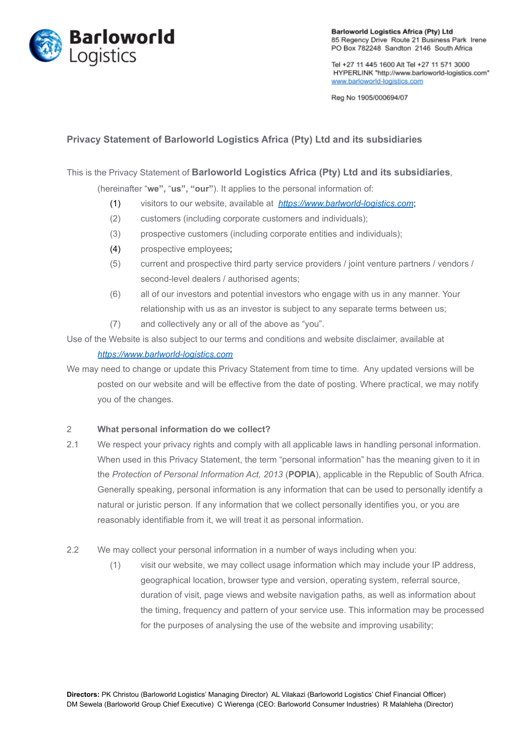**Barloworld Logistics Africa (Pty) Ltd**
85 Regency Drive Route 21 Business Park Irene
PO Box 782248 Sandton 2146 South Africa

Tel +27 11 445 1600 Alt Tel +27 11 571 3000
HYPERLINK "http://www.barloworld-logistics.com"
www.barloworld-logistics.com

Reg No 1905/000694/07

## Privacy Statement of Barloworld Logistics Africa (Pty) Ltd and its subsidiaries

This is the Privacy Statement of **Barloworld Logistics Africa (Pty) Ltd and its subsidiaries**, (hereinafter "**we**", "**us**", "**our**"). It applies to the personal information of:

(1) visitors to our website, available at *https://www.barlworld-logistics.com*;

(2) customers (including corporate customers and individuals);

(3) prospective customers (including corporate entities and individuals);

(4) prospective employees;

(5) current and prospective third party service providers / joint venture partners / vendors / second-level dealers / authorised agents;

(6) all of our investors and potential investors who engage with us in any manner. Your relationship with us as an investor is subject to any separate terms between us;

(7) and collectively any or all of the above as "you".

Use of the Website is also subject to our terms and conditions and website disclaimer, available at *https://www.barlworld-logistics.com*

We may need to change or update this Privacy Statement from time to time. Any updated versions will be posted on our website and will be effective from the date of posting. Where practical, we may notify you of the changes.

### 2 What personal information do we collect?

2.1 We respect your privacy rights and comply with all applicable laws in handling personal information. When used in this Privacy Statement, the term "personal information" has the meaning given to it in the *Protection of Personal Information Act, 2013* (**POPIA**), applicable in the Republic of South Africa. Generally speaking, personal information is any information that can be used to personally identify a natural or juristic person. If any information that we collect personally identifies you, or you are reasonably identifiable from it, we will treat it as personal information.

2.2 We may collect your personal information in a number of ways including when you:

(1) visit our website, we may collect usage information which may include your IP address, geographical location, browser type and version, operating system, referral source, duration of visit, page views and website navigation paths, as well as information about the timing, frequency and pattern of your service use. This information may be processed for the purposes of analysing the use of the website and improving usability;

**Directors:** PK Christou (Barloworld Logistics' Managing Director) AL Vilakazi (Barloworld Logistics' Chief Financial Officer) DM Sewela (Barloworld Group Chief Executive) C Wierenga (CEO: Barloworld Consumer Industries) R Malahleha (Director)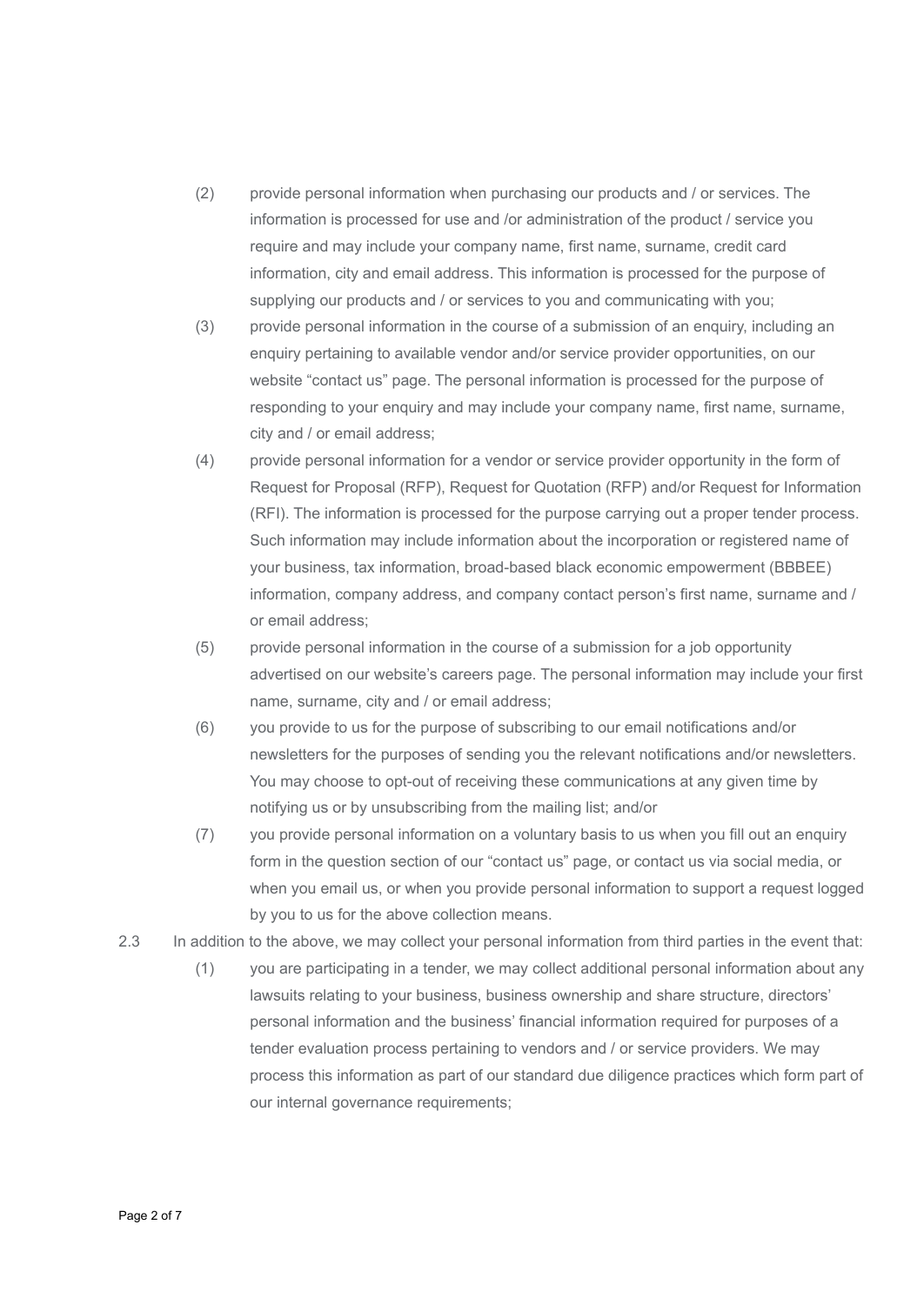(2) provide personal information when purchasing our products and / or services. The information is processed for use and /or administration of the product / service you require and may include your company name, first name, surname, credit card information, city and email address. This information is processed for the purpose of supplying our products and / or services to you and communicating with you;

(3) provide personal information in the course of a submission of an enquiry, including an enquiry pertaining to available vendor and/or service provider opportunities, on our website "contact us" page. The personal information is processed for the purpose of responding to your enquiry and may include your company name, first name, surname, city and / or email address;

(4) provide personal information for a vendor or service provider opportunity in the form of Request for Proposal (RFP), Request for Quotation (RFP) and/or Request for Information (RFI). The information is processed for the purpose carrying out a proper tender process. Such information may include information about the incorporation or registered name of your business, tax information, broad-based black economic empowerment (BBBEE) information, company address, and company contact person's first name, surname and / or email address;

(5) provide personal information in the course of a submission for a job opportunity advertised on our website's careers page. The personal information may include your first name, surname, city and / or email address;

(6) you provide to us for the purpose of subscribing to our email notifications and/or newsletters for the purposes of sending you the relevant notifications and/or newsletters. You may choose to opt-out of receiving these communications at any given time by notifying us or by unsubscribing from the mailing list; and/or

(7) you provide personal information on a voluntary basis to us when you fill out an enquiry form in the question section of our "contact us" page, or contact us via social media, or when you email us, or when you provide personal information to support a request logged by you to us for the above collection means.

2.3 In addition to the above, we may collect your personal information from third parties in the event that:

(1) you are participating in a tender, we may collect additional personal information about any lawsuits relating to your business, business ownership and share structure, directors' personal information and the business' financial information required for purposes of a tender evaluation process pertaining to vendors and / or service providers. We may process this information as part of our standard due diligence practices which form part of our internal governance requirements;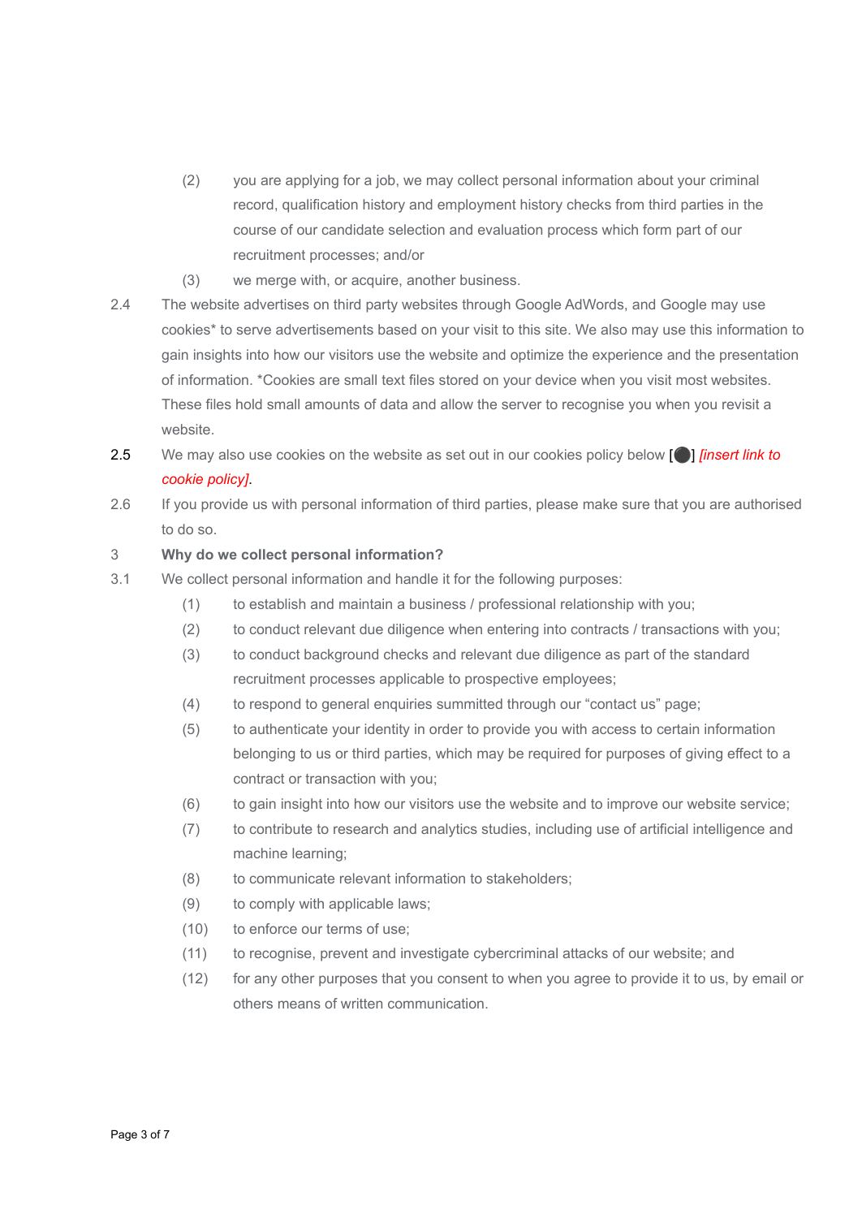(2) you are applying for a job, we may collect personal information about your criminal record, qualification history and employment history checks from third parties in the course of our candidate selection and evaluation process which form part of our recruitment processes; and/or

(3) we merge with, or acquire, another business.

2.4 The website advertises on third party websites through Google AdWords, and Google may use cookies* to serve advertisements based on your visit to this site. We also may use this information to gain insights into how our visitors use the website and optimize the experience and the presentation of information. *Cookies are small text files stored on your device when you visit most websites. These files hold small amounts of data and allow the server to recognise you when you revisit a website.

2.5 We may also use cookies on the website as set out in our cookies policy below [⚫] *[insert link to cookie policy]*.

2.6 If you provide us with personal information of third parties, please make sure that you are authorised to do so.

## 3 Why do we collect personal information?

3.1 We collect personal information and handle it for the following purposes:

(1) to establish and maintain a business / professional relationship with you;

(2) to conduct relevant due diligence when entering into contracts / transactions with you;

(3) to conduct background checks and relevant due diligence as part of the standard recruitment processes applicable to prospective employees;

(4) to respond to general enquiries summitted through our “contact us” page;

(5) to authenticate your identity in order to provide you with access to certain information belonging to us or third parties, which may be required for purposes of giving effect to a contract or transaction with you;

(6) to gain insight into how our visitors use the website and to improve our website service;

(7) to contribute to research and analytics studies, including use of artificial intelligence and machine learning;

(8) to communicate relevant information to stakeholders;

(9) to comply with applicable laws;

(10) to enforce our terms of use;

(11) to recognise, prevent and investigate cybercriminal attacks of our website; and

(12) for any other purposes that you consent to when you agree to provide it to us, by email or others means of written communication.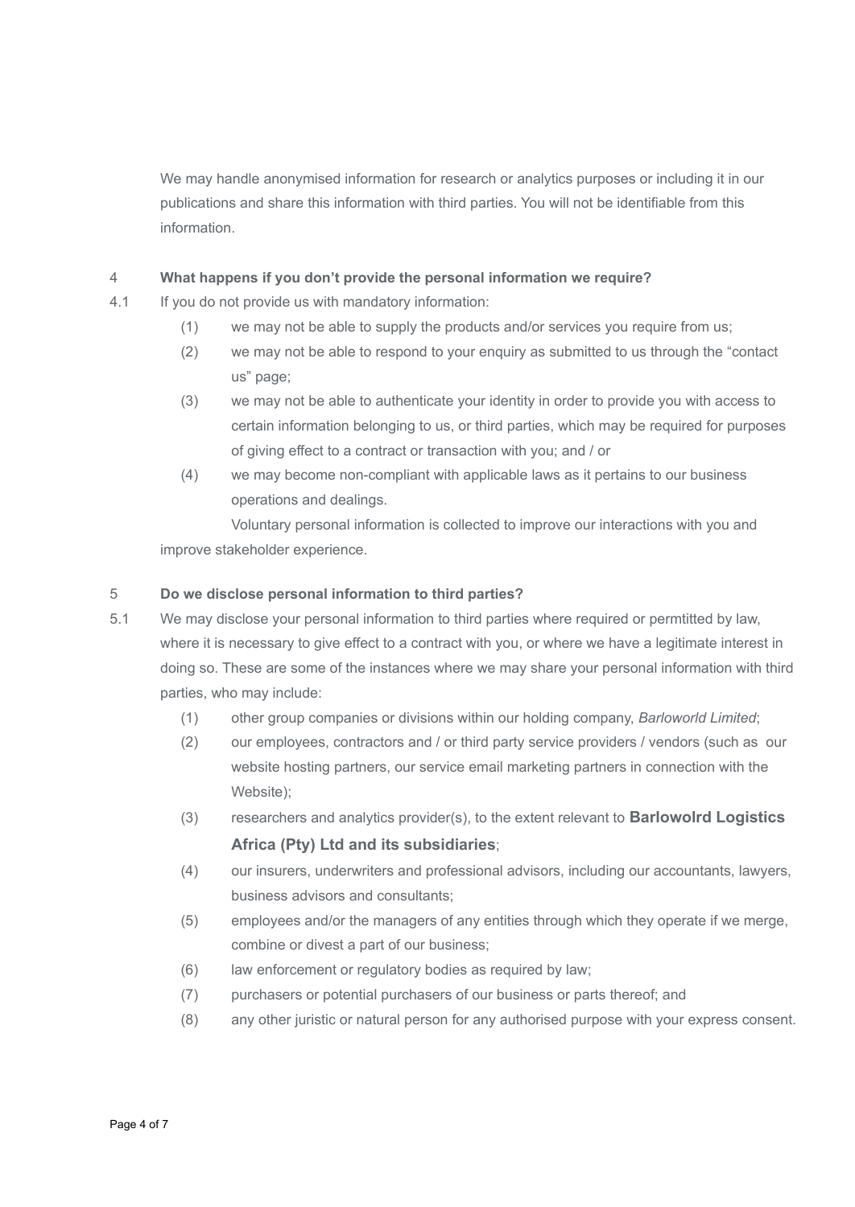We may handle anonymised information for research or analytics purposes or including it in our publications and share this information with third parties. You will not be identifiable from this information.

## 4 What happens if you don't provide the personal information we require?

4.1 If you do not provide us with mandatory information:

(1) we may not be able to supply the products and/or services you require from us;

(2) we may not be able to respond to your enquiry as submitted to us through the "contact us" page;

(3) we may not be able to authenticate your identity in order to provide you with access to certain information belonging to us, or third parties, which may be required for purposes of giving effect to a contract or transaction with you; and / or

(4) we may become non-compliant with applicable laws as it pertains to our business operations and dealings.

Voluntary personal information is collected to improve our interactions with you and improve stakeholder experience.

## 5 Do we disclose personal information to third parties?

5.1 We may disclose your personal information to third parties where required or permtitted by law, where it is necessary to give effect to a contract with you, or where we have a legitimate interest in doing so. These are some of the instances where we may share your personal information with third parties, who may include:

(1) other group companies or divisions within our holding company, *Barloworld Limited*;

(2) our employees, contractors and / or third party service providers / vendors (such as our website hosting partners, our service email marketing partners in connection with the Website);

(3) researchers and analytics provider(s), to the extent relevant to **Barlowolrd Logistics Africa (Pty) Ltd and its subsidiaries**;

(4) our insurers, underwriters and professional advisors, including our accountants, lawyers, business advisors and consultants;

(5) employees and/or the managers of any entities through which they operate if we merge, combine or divest a part of our business;

(6) law enforcement or regulatory bodies as required by law;

(7) purchasers or potential purchasers of our business or parts thereof; and

(8) any other juristic or natural person for any authorised purpose with your express consent.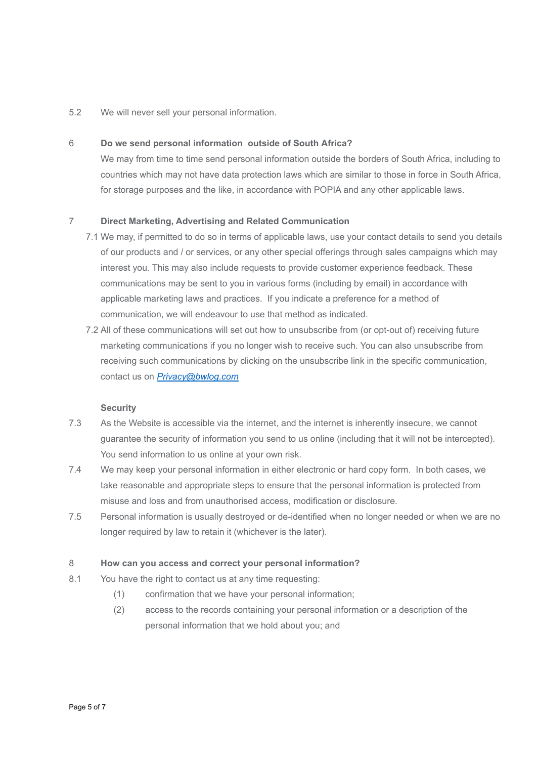5.2 We will never sell your personal information.

## 6 Do we send personal information outside of South Africa?

We may from time to time send personal information outside the borders of South Africa, including to countries which may not have data protection laws which are similar to those in force in South Africa, for storage purposes and the like, in accordance with POPIA and any other applicable laws.

## 7 Direct Marketing, Advertising and Related Communication

7.1 We may, if permitted to do so in terms of applicable laws, use your contact details to send you details of our products and / or services, or any other special offerings through sales campaigns which may interest you. This may also include requests to provide customer experience feedback. These communications may be sent to you in various forms (including by email) in accordance with applicable marketing laws and practices. If you indicate a preference for a method of communication, we will endeavour to use that method as indicated.

7.2 All of these communications will set out how to unsubscribe from (or opt-out of) receiving future marketing communications if you no longer wish to receive such. You can also unsubscribe from receiving such communications by clicking on the unsubscribe link in the specific communication, contact us on *Privacy@bwlog.com*

### Security

7.3 As the Website is accessible via the internet, and the internet is inherently insecure, we cannot guarantee the security of information you send to us online (including that it will not be intercepted). You send information to us online at your own risk.

7.4 We may keep your personal information in either electronic or hard copy form. In both cases, we take reasonable and appropriate steps to ensure that the personal information is protected from misuse and loss and from unauthorised access, modification or disclosure.

7.5 Personal information is usually destroyed or de-identified when no longer needed or when we are no longer required by law to retain it (whichever is the later).

## 8 How can you access and correct your personal information?

8.1 You have the right to contact us at any time requesting:

(1) confirmation that we have your personal information;

(2) access to the records containing your personal information or a description of the personal information that we hold about you; and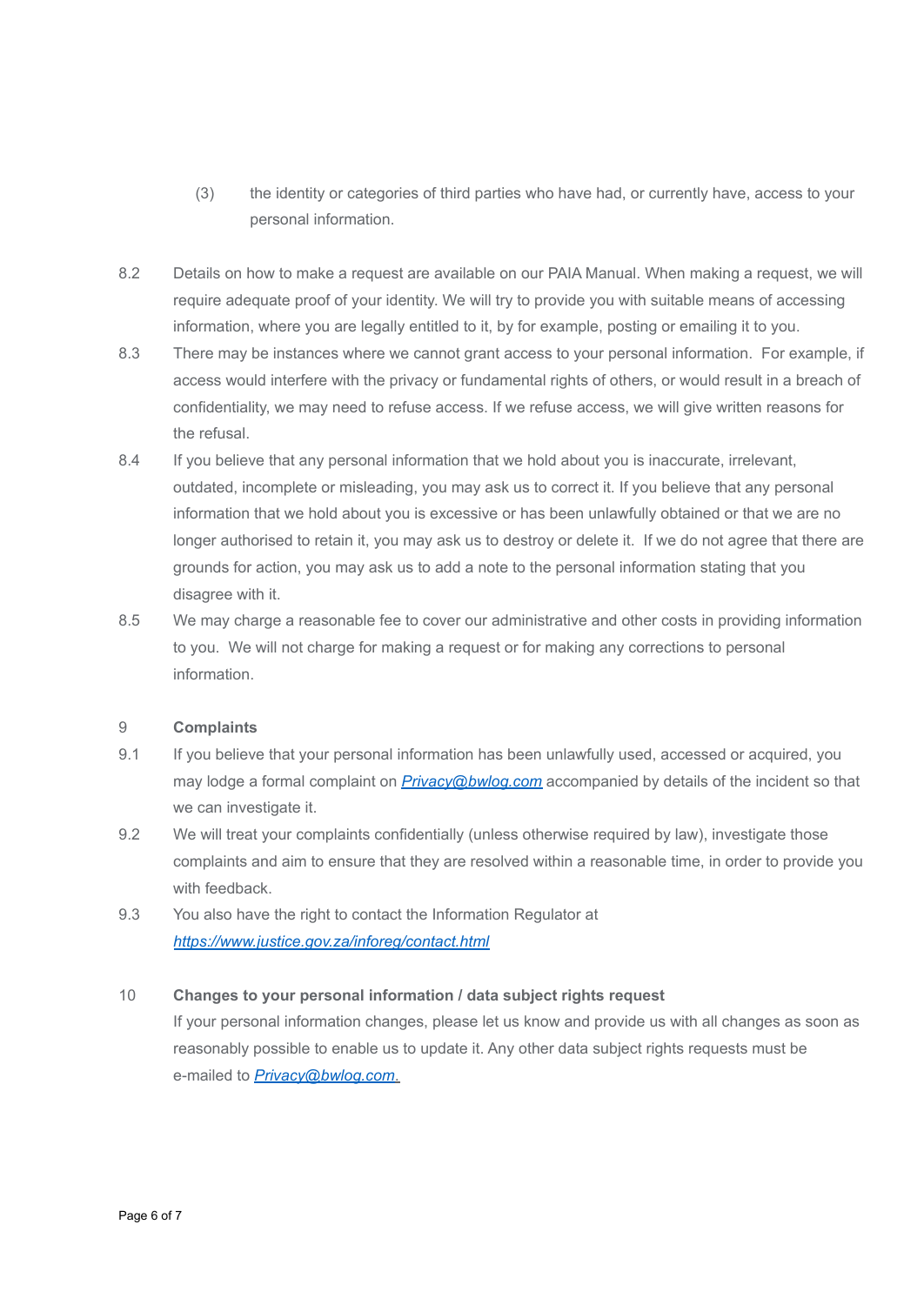(3) the identity or categories of third parties who have had, or currently have, access to your personal information.

8.2 Details on how to make a request are available on our PAIA Manual. When making a request, we will require adequate proof of your identity. We will try to provide you with suitable means of accessing information, where you are legally entitled to it, by for example, posting or emailing it to you.

8.3 There may be instances where we cannot grant access to your personal information. For example, if access would interfere with the privacy or fundamental rights of others, or would result in a breach of confidentiality, we may need to refuse access. If we refuse access, we will give written reasons for the refusal.

8.4 If you believe that any personal information that we hold about you is inaccurate, irrelevant, outdated, incomplete or misleading, you may ask us to correct it. If you believe that any personal information that we hold about you is excessive or has been unlawfully obtained or that we are no longer authorised to retain it, you may ask us to destroy or delete it. If we do not agree that there are grounds for action, you may ask us to add a note to the personal information stating that you disagree with it.

8.5 We may charge a reasonable fee to cover our administrative and other costs in providing information to you. We will not charge for making a request or for making any corrections to personal information.

## 9 Complaints

9.1 If you believe that your personal information has been unlawfully used, accessed or acquired, you may lodge a formal complaint on *Privacy@bwlog.com* accompanied by details of the incident so that we can investigate it.

9.2 We will treat your complaints confidentially (unless otherwise required by law), investigate those complaints and aim to ensure that they are resolved within a reasonable time, in order to provide you with feedback.

9.3 You also have the right to contact the Information Regulator at *https://www.justice.gov.za/inforeg/contact.html*

## 10 Changes to your personal information / data subject rights request

If your personal information changes, please let us know and provide us with all changes as soon as reasonably possible to enable us to update it. Any other data subject rights requests must be e-mailed to *Privacy@bwlog.com.*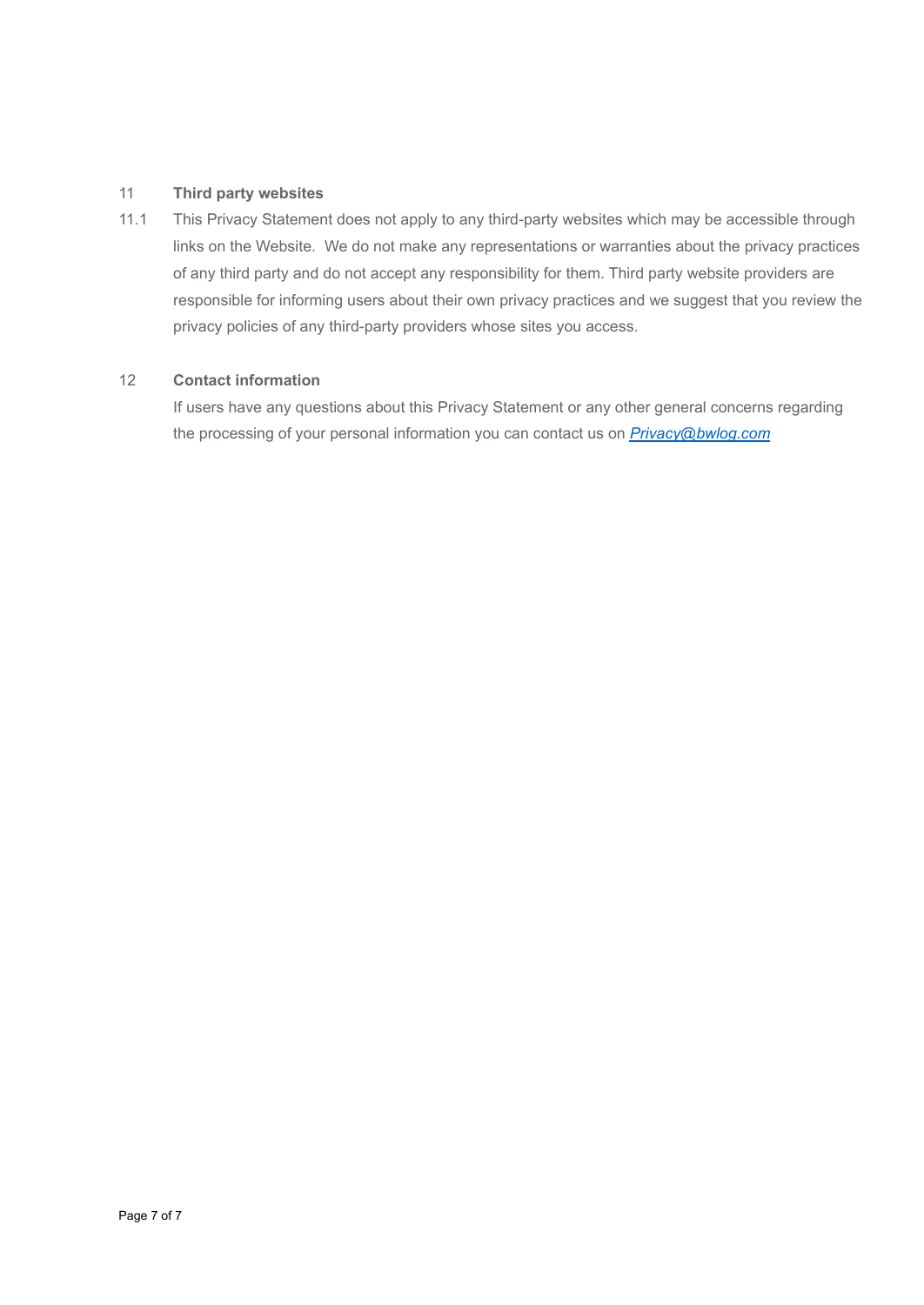## 11 Third party websites

11.1 This Privacy Statement does not apply to any third-party websites which may be accessible through links on the Website. We do not make any representations or warranties about the privacy practices of any third party and do not accept any responsibility for them. Third party website providers are responsible for informing users about their own privacy practices and we suggest that you review the privacy policies of any third-party providers whose sites you access.

## 12 Contact information

If users have any questions about this Privacy Statement or any other general concerns regarding the processing of your personal information you can contact us on *Privacy@bwlog.com*